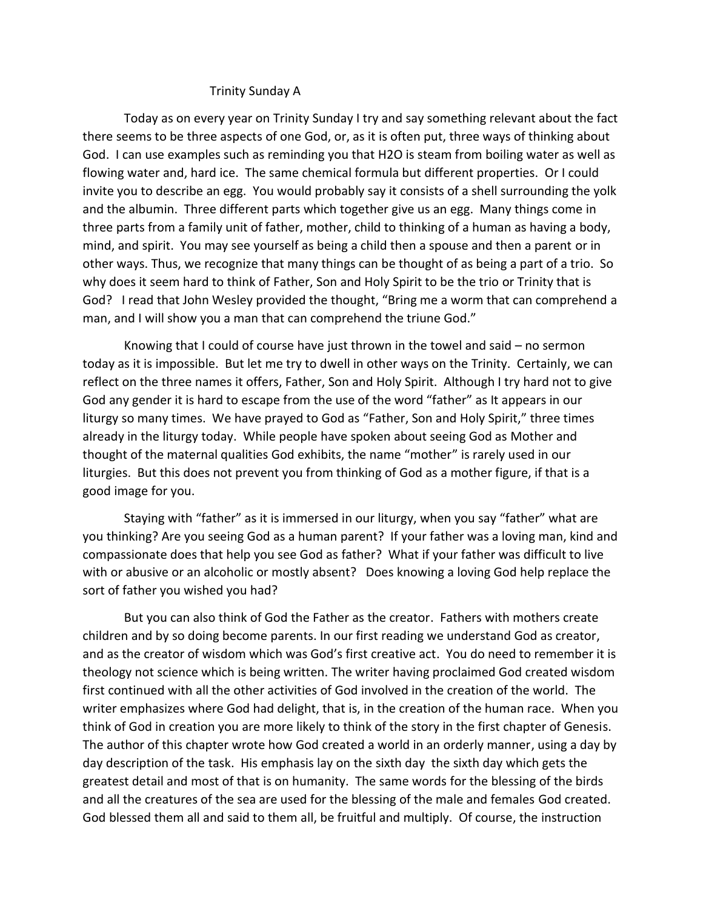# Trinity Sunday A

Today as on every year on Trinity Sunday I try and say something relevant about the fact there seems to be three aspects of one God, or, as it is often put, three ways of thinking about God. I can use examples such as reminding you that $H_2O$ is steam from boiling water as well as flowing water and, hard ice. The same chemical formula but different properties. Or I could invite you to describe an egg. You would probably say it consists of a shell surrounding the yolk and the albumin. Three different parts which together give us an egg. Many things come in three parts from a family unit of father, mother, child to thinking of a human as having a body, mind, and spirit. You may see yourself as being a child then a spouse and then a parent or in other ways. Thus, we recognize that many things can be thought of as being a part of a trio. So why does it seem hard to think of Father, Son and Holy Spirit to be the trio or Trinity that is God? I read that John Wesley provided the thought, "Bring me a worm that can comprehend a man, and I will show you a man that can comprehend the triune God."

Knowing that I could of course have just thrown in the towel and said – no sermon today as it is impossible. But let me try to dwell in other ways on the Trinity. Certainly, we can reflect on the three names it offers, Father, Son and Holy Spirit. Although I try hard not to give God any gender it is hard to escape from the use of the word "father" as It appears in our liturgy so many times. We have prayed to God as "Father, Son and Holy Spirit," three times already in the liturgy today. While people have spoken about seeing God as Mother and thought of the maternal qualities God exhibits, the name "mother" is rarely used in our liturgies. But this does not prevent you from thinking of God as a mother figure, if that is a good image for you.

Staying with "father" as it is immersed in our liturgy, when you say "father" what are you thinking? Are you seeing God as a human parent? If your father was a loving man, kind and compassionate does that help you see God as father? What if your father was difficult to live with or abusive or an alcoholic or mostly absent? Does knowing a loving God help replace the sort of father you wished you had?

But you can also think of God the Father as the creator. Fathers with mothers create children and by so doing become parents. In our first reading we understand God as creator, and as the creator of wisdom which was God's first creative act. You do need to remember it is theology not science which is being written. The writer having proclaimed God created wisdom first continued with all the other activities of God involved in the creation of the world. The writer emphasizes where God had delight, that is, in the creation of the human race. When you think of God in creation you are more likely to think of the story in the first chapter of Genesis. The author of this chapter wrote how God created a world in an orderly manner, using a day by day description of the task. His emphasis lay on the sixth day the sixth day which gets the greatest detail and most of that is on humanity. The same words for the blessing of the birds and all the creatures of the sea are used for the blessing of the male and females God created. God blessed them all and said to them all, be fruitful and multiply. Of course, the instruction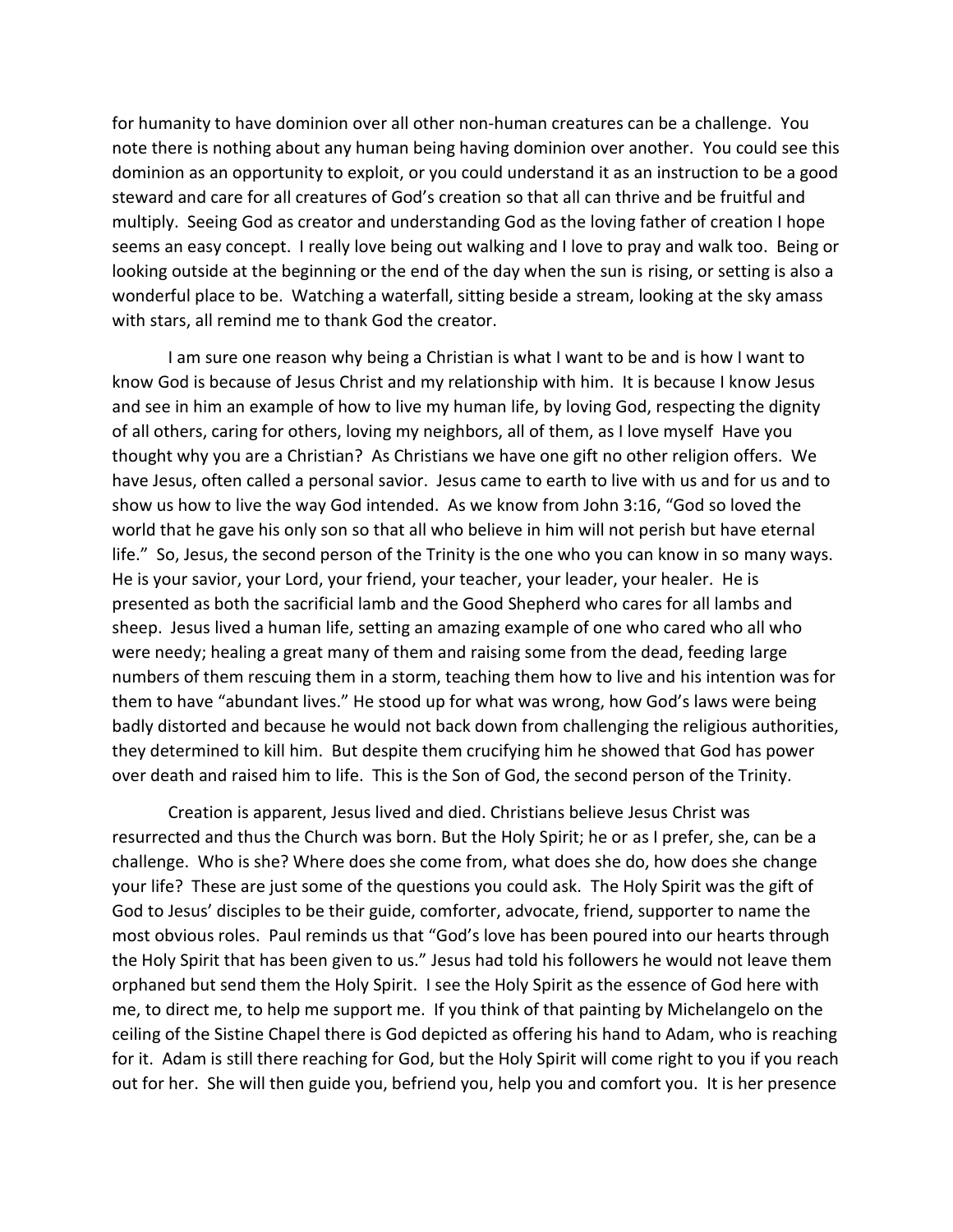for humanity to have dominion over all other non-human creatures can be a challenge. You note there is nothing about any human being having dominion over another. You could see this dominion as an opportunity to exploit, or you could understand it as an instruction to be a good steward and care for all creatures of God's creation so that all can thrive and be fruitful and multiply. Seeing God as creator and understanding God as the loving father of creation I hope seems an easy concept. I really love being out walking and I love to pray and walk too. Being or looking outside at the beginning or the end of the day when the sun is rising, or setting is also a wonderful place to be. Watching a waterfall, sitting beside a stream, looking at the sky amass with stars, all remind me to thank God the creator.

I am sure one reason why being a Christian is what I want to be and is how I want to know God is because of Jesus Christ and my relationship with him. It is because I know Jesus and see in him an example of how to live my human life, by loving God, respecting the dignity of all others, caring for others, loving my neighbors, all of them, as I love myself Have you thought why you are a Christian? As Christians we have one gift no other religion offers. We have Jesus, often called a personal savior. Jesus came to earth to live with us and for us and to show us how to live the way God intended. As we know from John 3:16, "God so loved the world that he gave his only son so that all who believe in him will not perish but have eternal life." So, Jesus, the second person of the Trinity is the one who you can know in so many ways. He is your savior, your Lord, your friend, your teacher, your leader, your healer. He is presented as both the sacrificial lamb and the Good Shepherd who cares for all lambs and sheep. Jesus lived a human life, setting an amazing example of one who cared who all who were needy; healing a great many of them and raising some from the dead, feeding large numbers of them rescuing them in a storm, teaching them how to live and his intention was for them to have "abundant lives." He stood up for what was wrong, how God's laws were being badly distorted and because he would not back down from challenging the religious authorities, they determined to kill him. But despite them crucifying him he showed that God has power over death and raised him to life. This is the Son of God, the second person of the Trinity.

Creation is apparent, Jesus lived and died. Christians believe Jesus Christ was resurrected and thus the Church was born. But the Holy Spirit; he or as I prefer, she, can be a challenge. Who is she? Where does she come from, what does she do, how does she change your life? These are just some of the questions you could ask. The Holy Spirit was the gift of God to Jesus' disciples to be their guide, comforter, advocate, friend, supporter to name the most obvious roles. Paul reminds us that "God's love has been poured into our hearts through the Holy Spirit that has been given to us." Jesus had told his followers he would not leave them orphaned but send them the Holy Spirit. I see the Holy Spirit as the essence of God here with me, to direct me, to help me support me. If you think of that painting by Michelangelo on the ceiling of the Sistine Chapel there is God depicted as offering his hand to Adam, who is reaching for it. Adam is still there reaching for God, but the Holy Spirit will come right to you if you reach out for her. She will then guide you, befriend you, help you and comfort you. It is her presence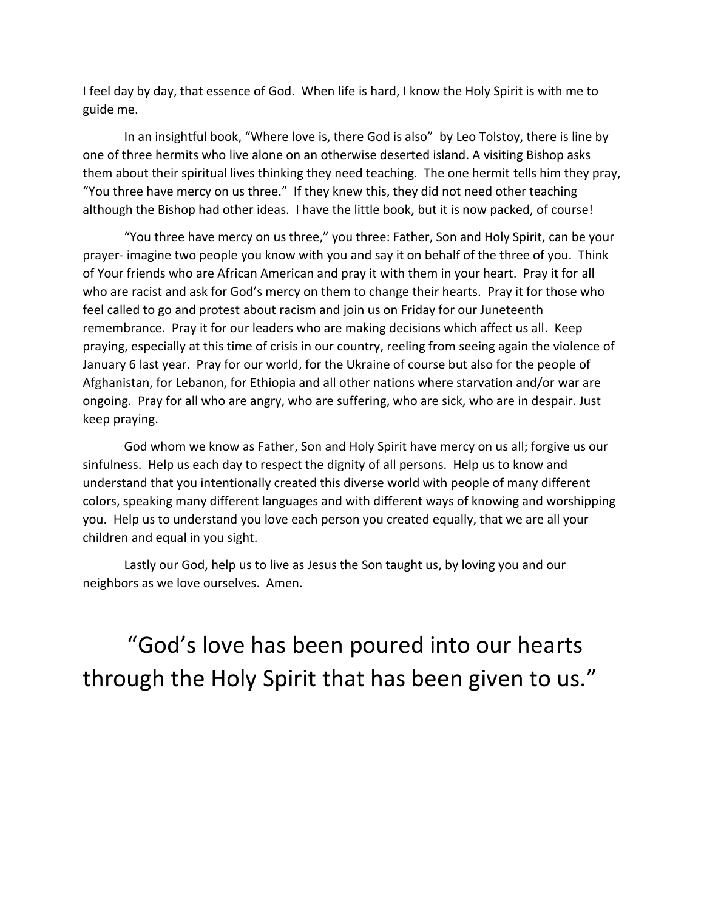I feel day by day, that essence of God. When life is hard, I know the Holy Spirit is with me to guide me.

In an insightful book, "Where love is, there God is also" by Leo Tolstoy, there is line by one of three hermits who live alone on an otherwise deserted island. A visiting Bishop asks them about their spiritual lives thinking they need teaching. The one hermit tells him they pray, "You three have mercy on us three." If they knew this, they did not need other teaching although the Bishop had other ideas. I have the little book, but it is now packed, of course!

"You three have mercy on us three," you three: Father, Son and Holy Spirit, can be your prayer- imagine two people you know with you and say it on behalf of the three of you. Think of Your friends who are African American and pray it with them in your heart. Pray it for all who are racist and ask for God's mercy on them to change their hearts. Pray it for those who feel called to go and protest about racism and join us on Friday for our Juneteenth remembrance. Pray it for our leaders who are making decisions which affect us all. Keep praying, especially at this time of crisis in our country, reeling from seeing again the violence of January 6 last year. Pray for our world, for the Ukraine of course but also for the people of Afghanistan, for Lebanon, for Ethiopia and all other nations where starvation and/or war are ongoing. Pray for all who are angry, who are suffering, who are sick, who are in despair. Just keep praying.

God whom we know as Father, Son and Holy Spirit have mercy on us all; forgive us our sinfulness. Help us each day to respect the dignity of all persons. Help us to know and understand that you intentionally created this diverse world with people of many different colors, speaking many different languages and with different ways of knowing and worshipping you. Help us to understand you love each person you created equally, that we are all your children and equal in you sight.

Lastly our God, help us to live as Jesus the Son taught us, by loving you and our neighbors as we love ourselves. Amen.

## "God's love has been poured into our hearts through the Holy Spirit that has been given to us."